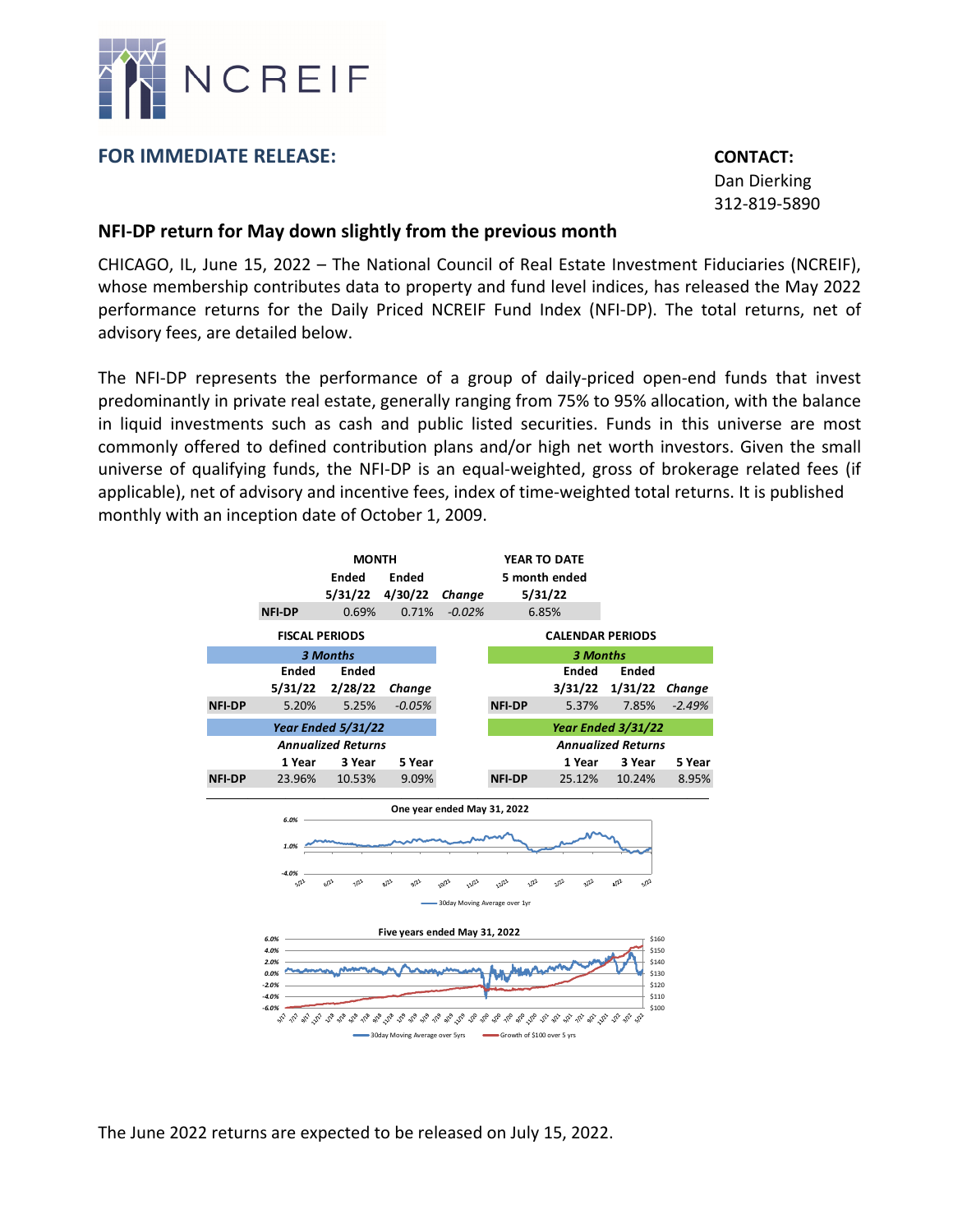NCREIF

**FOR IMMEDIATE RELEASE:**

**CONTACT:**
Dan Dierking
312-819-5890

## NFI-DP return for May down slightly from the previous month

CHICAGO, IL, June 15, 2022 – The National Council of Real Estate Investment Fiduciaries (NCREIF), whose membership contributes data to property and fund level indices, has released the May 2022 performance returns for the Daily Priced NCREIF Fund Index (NFI-DP). The total returns, net of advisory fees, are detailed below.

The NFI-DP represents the performance of a group of daily-priced open-end funds that invest predominantly in private real estate, generally ranging from 75% to 95% allocation, with the balance in liquid investments such as cash and public listed securities. Funds in this universe are most commonly offered to defined contribution plans and/or high net worth investors. Given the small universe of qualifying funds, the NFI-DP is an equal-weighted, gross of brokerage related fees (if applicable), net of advisory and incentive fees, index of time-weighted total returns. It is published monthly with an inception date of October 1, 2009.

| | MONTH Ended 5/31/22 | MONTH Ended 4/30/22 | *Change* | YEAR TO DATE 5 month ended 5/31/22 |
|---|---|---|---|---|
| **NFI-DP** | 0.69% | 0.71% | *-0.02%* | 6.85% |

**FISCAL PERIODS**

| | *3 Months* Ended 5/31/22 | *3 Months* Ended 2/28/22 | *Change* |
|---|---|---|---|
| **NFI-DP** | 5.20% | 5.25% | *-0.05%* |

| *Year Ended 5/31/22* — *Annualized Returns* | 1 Year | 3 Year | 5 Year |
|---|---|---|---|
| **NFI-DP** | 23.96% | 10.53% | 9.09% |

**CALENDAR PERIODS**

| | *3 Months* Ended 3/31/22 | *3 Months* Ended 1/31/22 | *Change* |
|---|---|---|---|
| **NFI-DP** | 5.37% | 7.85% | *-2.49%* |

| *Year Ended 3/31/22* — *Annualized Returns* | 1 Year | 3 Year | 5 Year |
|---|---|---|---|
| **NFI-DP** | 25.12% | 10.24% | 8.95% |

**One year ended May 31, 2022**

30day Moving Average over 1yr

**Five years ended May 31, 2022**

30day Moving Average over 5yrs — Growth of $100 over 5 yrs

The June 2022 returns are expected to be released on July 15, 2022.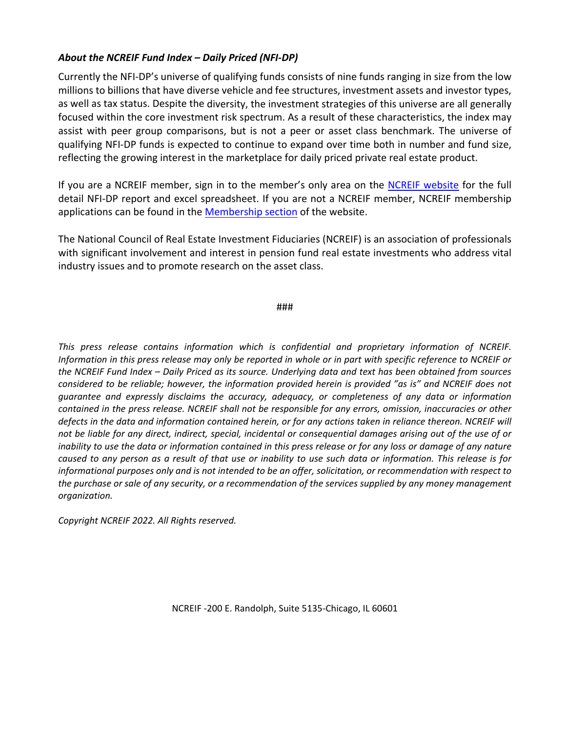***About the NCREIF Fund Index – Daily Priced (NFI-DP)***

Currently the NFI-DP's universe of qualifying funds consists of nine funds ranging in size from the low millions to billions that have diverse vehicle and fee structures, investment assets and investor types, as well as tax status. Despite the diversity, the investment strategies of this universe are all generally focused within the core investment risk spectrum. As a result of these characteristics, the index may assist with peer group comparisons, but is not a peer or asset class benchmark. The universe of qualifying NFI-DP funds is expected to continue to expand over time both in number and fund size, reflecting the growing interest in the marketplace for daily priced private real estate product.

If you are a NCREIF member, sign in to the member's only area on the NCREIF website for the full detail NFI-DP report and excel spreadsheet. If you are not a NCREIF member, NCREIF membership applications can be found in the Membership section of the website.

The National Council of Real Estate Investment Fiduciaries (NCREIF) is an association of professionals with significant involvement and interest in pension fund real estate investments who address vital industry issues and to promote research on the asset class.

###

*This press release contains information which is confidential and proprietary information of NCREIF. Information in this press release may only be reported in whole or in part with specific reference to NCREIF or the NCREIF Fund Index – Daily Priced as its source. Underlying data and text has been obtained from sources considered to be reliable; however, the information provided herein is provided "as is" and NCREIF does not guarantee and expressly disclaims the accuracy, adequacy, or completeness of any data or information contained in the press release. NCREIF shall not be responsible for any errors, omission, inaccuracies or other defects in the data and information contained herein, or for any actions taken in reliance thereon. NCREIF will not be liable for any direct, indirect, special, incidental or consequential damages arising out of the use of or inability to use the data or information contained in this press release or for any loss or damage of any nature caused to any person as a result of that use or inability to use such data or information. This release is for informational purposes only and is not intended to be an offer, solicitation, or recommendation with respect to the purchase or sale of any security, or a recommendation of the services supplied by any money management organization.*

*Copyright NCREIF 2022. All Rights reserved.*

NCREIF -200 E. Randolph, Suite 5135-Chicago, IL 60601